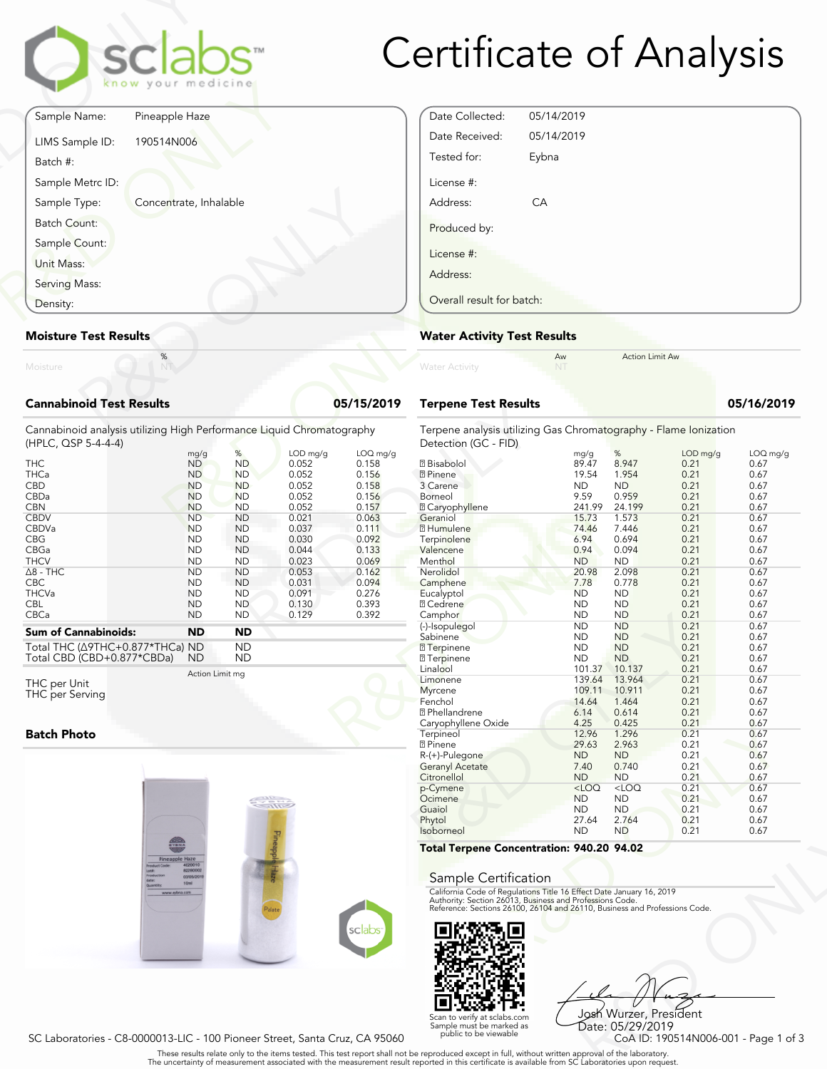# Certificate of Analysis

| | |
|---|---|
| Sample Name: | Pineapple Haze |
| LIMS Sample ID: | 190514N006 |
| Batch #: | |
| Sample Metrc ID: | |
| Sample Type: | Concentrate, Inhalable |
| Batch Count: | |
| Sample Count: | |
| Unit Mass: | |
| Serving Mass: | |
| Density: | |

| | |
|---|---|
| Date Collected: | 05/14/2019 |
| Date Received: | 05/14/2019 |
| Tested for: | Eybna |
| License #: | |
| Address: | CA |
| Produced by: | |
| License #: | |
| Address: | |
| Overall result for batch: | |

## Moisture Test Results

| | % |
|---|---|
| Moisture | NT |

## Water Activity Test Results

| | Aw | Action Limit Aw |
|---|---|---|
| Water Activity | NT | |

## Cannabinoid Test Results — 05/15/2019

Cannabinoid analysis utilizing High Performance Liquid Chromatography (HPLC, QSP 5-4-4-4)

| | mg/g | % | LOD mg/g | LOQ mg/g |
|---|---|---|---|---|
| THC | ND | ND | 0.052 | 0.158 |
| THCa | ND | ND | 0.052 | 0.156 |
| CBD | ND | ND | 0.052 | 0.158 |
| CBDa | ND | ND | 0.052 | 0.156 |
| CBN | ND | ND | 0.052 | 0.157 |
| CBDV | ND | ND | 0.021 | 0.063 |
| CBDVa | ND | ND | 0.037 | 0.111 |
| CBG | ND | ND | 0.030 | 0.092 |
| CBGa | ND | ND | 0.044 | 0.133 |
| THCV | ND | ND | 0.023 | 0.069 |
| Δ8 - THC | ND | ND | 0.053 | 0.162 |
| CBC | ND | ND | 0.031 | 0.094 |
| THCVa | ND | ND | 0.091 | 0.276 |
| CBL | ND | ND | 0.130 | 0.393 |
| CBCa | ND | ND | 0.129 | 0.392 |
| **Sum of Cannabinoids:** | **ND** | **ND** | | |
| Total THC (Δ9THC+0.877*THCa) | ND | ND | | |
| Total CBD (CBD+0.877*CBDa) | ND | ND | | |

| | Action Limit mg |
|---|---|
| THC per Unit | |
| THC per Serving | |

## Batch Photo

## Terpene Test Results — 05/16/2019

Terpene analysis utilizing Gas Chromatography - Flame Ionization Detection (GC - FID)

| | mg/g | % | LOD mg/g | LOQ mg/g |
|---|---|---|---|---|
| α Bisabolol | 89.47 | 8.947 | 0.21 | 0.67 |
| α Pinene | 19.54 | 1.954 | 0.21 | 0.67 |
| 3 Carene | ND | ND | 0.21 | 0.67 |
| Borneol | 9.59 | 0.959 | 0.21 | 0.67 |
| β Caryophyllene | 241.99 | 24.199 | 0.21 | 0.67 |
| Geraniol | 15.73 | 1.573 | 0.21 | 0.67 |
| α Humulene | 74.46 | 7.446 | 0.21 | 0.67 |
| Terpinolene | 6.94 | 0.694 | 0.21 | 0.67 |
| Valencene | 0.94 | 0.094 | 0.21 | 0.67 |
| Menthol | ND | ND | 0.21 | 0.67 |
| Nerolidol | 20.98 | 2.098 | 0.21 | 0.67 |
| Camphene | 7.78 | 0.778 | 0.21 | 0.67 |
| Eucalyptol | ND | ND | 0.21 | 0.67 |
| α Cedrene | ND | ND | 0.21 | 0.67 |
| Camphor | ND | ND | 0.21 | 0.67 |
| (-)-Isopulegol | ND | ND | 0.21 | 0.67 |
| Sabinene | ND | ND | 0.21 | 0.67 |
| α Terpinene | ND | ND | 0.21 | 0.67 |
| γ Terpinene | ND | ND | 0.21 | 0.67 |
| Linalool | 101.37 | 10.137 | 0.21 | 0.67 |
| Limonene | 139.64 | 13.964 | 0.21 | 0.67 |
| Myrcene | 109.11 | 10.911 | 0.21 | 0.67 |
| Fenchol | 14.64 | 1.464 | 0.21 | 0.67 |
| α Phellandrene | 6.14 | 0.614 | 0.21 | 0.67 |
| Caryophyllene Oxide | 4.25 | 0.425 | 0.21 | 0.67 |
| Terpineol | 12.96 | 1.296 | 0.21 | 0.67 |
| β Pinene | 29.63 | 2.963 | 0.21 | 0.67 |
| R-(+)-Pulegone | ND | ND | 0.21 | 0.67 |
| Geranyl Acetate | 7.40 | 0.740 | 0.21 | 0.67 |
| Citronellol | ND | ND | 0.21 | 0.67 |
| p-Cymene | <LOQ | <LOQ | 0.21 | 0.67 |
| Ocimene | ND | ND | 0.21 | 0.67 |
| Guaiol | ND | ND | 0.21 | 0.67 |
| Phytol | 27.64 | 2.764 | 0.21 | 0.67 |
| Isoborneol | ND | ND | 0.21 | 0.67 |
| **Total Terpene Concentration:** | **940.20** | **94.02** | | |

## Sample Certification

California Code of Regulations Title 16 Effect Date January 16, 2019
Authority: Section 26013, Business and Professions Code.
Reference: Sections 26100, 26104 and 26110, Business and Professions Code.

Scan to verify at sclabs.com
Sample must be marked as public to be viewable

Josh Wurzer, President
Date: 05/29/2019

SC Laboratories - C8-0000013-LIC - 100 Pioneer Street, Santa Cruz, CA 95060

CoA ID: 190514N006-001

These results relate only to the items tested. This test report shall not be reproduced except in full, without written approval of the laboratory.
The uncertainty of measurement associated with the measurement result reported in this certificate is available from SC Laboratories upon request.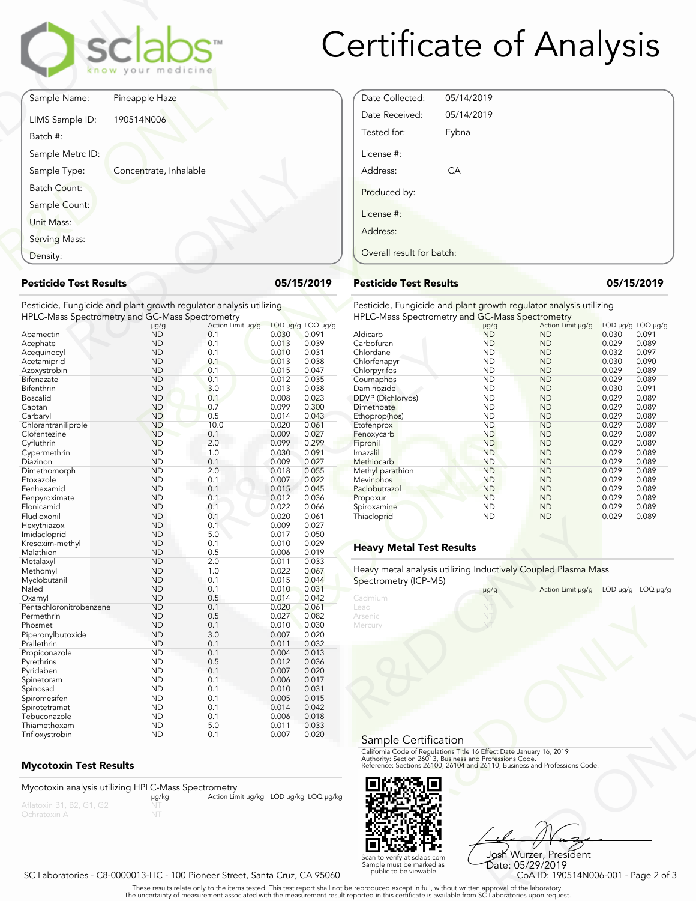# Certificate of Analysis

| | |
|---|---|
| Sample Name: | Pineapple Haze |
| LIMS Sample ID: | 190514N006 |
| Batch #: | |
| Sample Metrc ID: | |
| Sample Type: | Concentrate, Inhalable |
| Batch Count: | |
| Sample Count: | |
| Unit Mass: | |
| Serving Mass: | |
| Density: | |

| | |
|---|---|
| Date Collected: | 05/14/2019 |
| Date Received: | 05/14/2019 |
| Tested for: | Eybna |
| License #: | |
| Address: | CA |
| Produced by: | |
| License #: | |
| Address: | |
| Overall result for batch: | |

## Pesticide Test Results — 05/15/2019

Pesticide, Fungicide and plant growth regulator analysis utilizing HPLC-Mass Spectrometry and GC-Mass Spectrometry

| Analyte | µg/g | Action Limit µg/g | LOD µg/g | LOQ µg/g |
|---|---|---|---|---|
| Abamectin | ND | 0.1 | 0.030 | 0.091 |
| Acephate | ND | 0.1 | 0.013 | 0.039 |
| Acequinocyl | ND | 0.1 | 0.010 | 0.031 |
| Acetamiprid | ND | 0.1 | 0.013 | 0.038 |
| Azoxystrobin | ND | 0.1 | 0.015 | 0.047 |
| Bifenazate | ND | 0.1 | 0.012 | 0.035 |
| Bifenthrin | ND | 3.0 | 0.013 | 0.038 |
| Boscalid | ND | 0.1 | 0.008 | 0.023 |
| Captan | ND | 0.7 | 0.099 | 0.300 |
| Carbaryl | ND | 0.5 | 0.014 | 0.043 |
| Chlorantraniliprole | ND | 10.0 | 0.020 | 0.061 |
| Clofentezine | ND | 0.1 | 0.009 | 0.027 |
| Cyfluthrin | ND | 2.0 | 0.099 | 0.299 |
| Cypermethrin | ND | 1.0 | 0.030 | 0.091 |
| Diazinon | ND | 0.1 | 0.009 | 0.027 |
| Dimethomorph | ND | 2.0 | 0.018 | 0.055 |
| Etoxazole | ND | 0.1 | 0.007 | 0.022 |
| Fenhexamid | ND | 0.1 | 0.015 | 0.045 |
| Fenpyroximate | ND | 0.1 | 0.012 | 0.036 |
| Flonicamid | ND | 0.1 | 0.022 | 0.066 |
| Fludioxonil | ND | 0.1 | 0.020 | 0.061 |
| Hexythiazox | ND | 0.1 | 0.009 | 0.027 |
| Imidacloprid | ND | 5.0 | 0.017 | 0.050 |
| Kresoxim-methyl | ND | 0.1 | 0.010 | 0.029 |
| Malathion | ND | 0.5 | 0.006 | 0.019 |
| Metalaxyl | ND | 2.0 | 0.011 | 0.033 |
| Methomyl | ND | 1.0 | 0.022 | 0.067 |
| Myclobutanil | ND | 0.1 | 0.015 | 0.044 |
| Naled | ND | 0.1 | 0.010 | 0.031 |
| Oxamyl | ND | 0.5 | 0.014 | 0.042 |
| Pentachloronitrobenzene | ND | 0.1 | 0.020 | 0.061 |
| Permethrin | ND | 0.5 | 0.027 | 0.082 |
| Phosmet | ND | 0.1 | 0.010 | 0.030 |
| Piperonylbutoxide | ND | 3.0 | 0.007 | 0.020 |
| Prallethrin | ND | 0.1 | 0.011 | 0.032 |
| Propiconazole | ND | 0.1 | 0.004 | 0.013 |
| Pyrethrins | ND | 0.5 | 0.012 | 0.036 |
| Pyridaben | ND | 0.1 | 0.007 | 0.020 |
| Spinetoram | ND | 0.1 | 0.006 | 0.017 |
| Spinosad | ND | 0.1 | 0.010 | 0.031 |
| Spiromesifen | ND | 0.1 | 0.005 | 0.015 |
| Spirotetramat | ND | 0.1 | 0.014 | 0.042 |
| Tebuconazole | ND | 0.1 | 0.006 | 0.018 |
| Thiamethoxam | ND | 5.0 | 0.011 | 0.033 |
| Trifloxystrobin | ND | 0.1 | 0.007 | 0.020 |

## Pesticide Test Results — 05/15/2019

Pesticide, Fungicide and plant growth regulator analysis utilizing HPLC-Mass Spectrometry and GC-Mass Spectrometry

| Analyte | µg/g | Action Limit µg/g | LOD µg/g | LOQ µg/g |
|---|---|---|---|---|
| Aldicarb | ND | ND | 0.030 | 0.091 |
| Carbofuran | ND | ND | 0.029 | 0.089 |
| Chlordane | ND | ND | 0.032 | 0.097 |
| Chlorfenapyr | ND | ND | 0.030 | 0.090 |
| Chlorpyrifos | ND | ND | 0.029 | 0.089 |
| Coumaphos | ND | ND | 0.029 | 0.089 |
| Daminozide | ND | ND | 0.030 | 0.091 |
| DDVP (Dichlorvos) | ND | ND | 0.029 | 0.089 |
| Dimethoate | ND | ND | 0.029 | 0.089 |
| Ethoprop(hos) | ND | ND | 0.029 | 0.089 |
| Etofenprox | ND | ND | 0.029 | 0.089 |
| Fenoxycarb | ND | ND | 0.029 | 0.089 |
| Fipronil | ND | ND | 0.029 | 0.089 |
| Imazalil | ND | ND | 0.029 | 0.089 |
| Methiocarb | ND | ND | 0.029 | 0.089 |
| Methyl parathion | ND | ND | 0.029 | 0.089 |
| Mevinphos | ND | ND | 0.029 | 0.089 |
| Paclobutrazol | ND | ND | 0.029 | 0.089 |
| Propoxur | ND | ND | 0.029 | 0.089 |
| Spiroxamine | ND | ND | 0.029 | 0.089 |
| Thiacloprid | ND | ND | 0.029 | 0.089 |

## Heavy Metal Test Results

Heavy metal analysis utilizing Inductively Coupled Plasma Mass Spectrometry (ICP-MS)

| Analyte | µg/g | Action Limit µg/g | LOD µg/g | LOQ µg/g |
|---|---|---|---|---|
| Cadmium | NT | | | |
| Lead | NT | | | |
| Arsenic | NT | | | |
| Mercury | NT | | | |

## Mycotoxin Test Results

Mycotoxin analysis utilizing HPLC-Mass Spectrometry

| Analyte | µg/kg | Action Limit µg/kg | LOD µg/kg | LOQ µg/kg |
|---|---|---|---|---|
| Aflatoxin B1, B2, G1, G2 | NT | | | |
| Ochratoxin A | NT | | | |

## Sample Certification

California Code of Regulations Title 16 Effect Date January 16, 2019
Authority: Section 26013, Business and Professions Code.
Reference: Sections 26100, 26104 and 26110, Business and Professions Code.

Scan to verify at sclabs.com
Sample must be marked as public to be viewable

Josh Wurzer, President
Date: 05/29/2019

SC Laboratories - C8-0000013-LIC - 100 Pioneer Street, Santa Cruz, CA 95060

CoA ID: 190514N006-001

These results relate only to the items tested. This test report shall not be reproduced except in full, without written approval of the laboratory.
The uncertainty of measurement associated with the measurement result reported in this certificate is available from SC Laboratories upon request.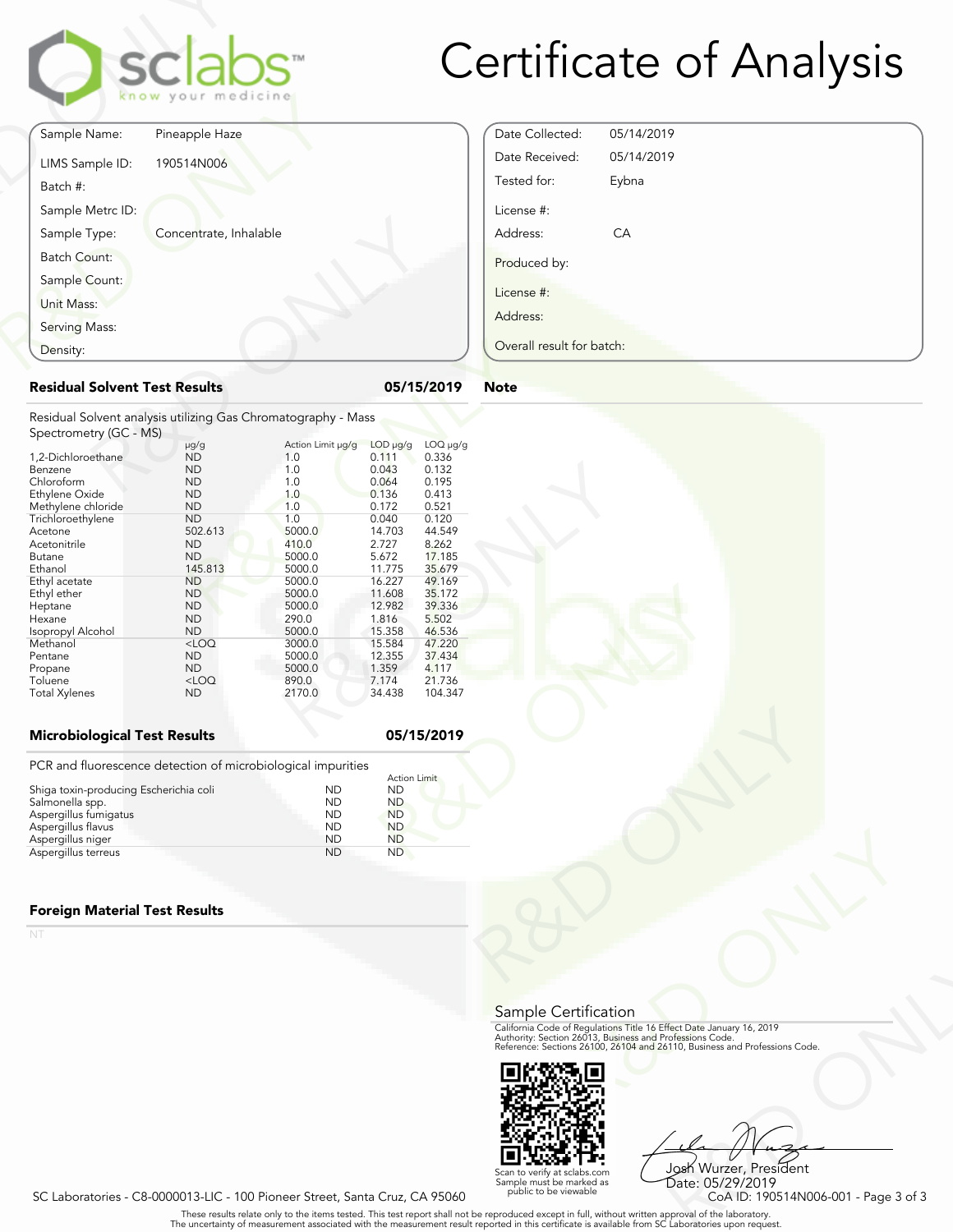# Certificate of Analysis

sclabs — know your medicine

| | |
|---|---|
| Sample Name: | Pineapple Haze |
| LIMS Sample ID: | 190514N006 |
| Batch #: | |
| Sample Metrc ID: | |
| Sample Type: | Concentrate, Inhalable |
| Batch Count: | |
| Sample Count: | |
| Unit Mass: | |
| Serving Mass: | |
| Density: | |

| | |
|---|---|
| Date Collected: | 05/14/2019 |
| Date Received: | 05/14/2019 |
| Tested for: | Eybna |
| License #: | |
| Address: | CA |
| Produced by: | |
| License #: | |
| Address: | |
| Overall result for batch: | |

## Residual Solvent Test Results — 05/15/2019

Residual Solvent analysis utilizing Gas Chromatography - Mass Spectrometry (GC - MS)

| | µg/g | Action Limit µg/g | LOD µg/g | LOQ µg/g |
|---|---|---|---|---|
| 1,2-Dichloroethane | ND | 1.0 | 0.111 | 0.336 |
| Benzene | ND | 1.0 | 0.043 | 0.132 |
| Chloroform | ND | 1.0 | 0.064 | 0.195 |
| Ethylene Oxide | ND | 1.0 | 0.136 | 0.413 |
| Methylene chloride | ND | 1.0 | 0.172 | 0.521 |
| Trichloroethylene | ND | 1.0 | 0.040 | 0.120 |
| Acetone | 502.613 | 5000.0 | 14.703 | 44.549 |
| Acetonitrile | ND | 410.0 | 2.727 | 8.262 |
| Butane | ND | 5000.0 | 5.672 | 17.185 |
| Ethanol | 145.813 | 5000.0 | 11.775 | 35.679 |
| Ethyl acetate | ND | 5000.0 | 16.227 | 49.169 |
| Ethyl ether | ND | 5000.0 | 11.608 | 35.172 |
| Heptane | ND | 5000.0 | 12.982 | 39.336 |
| Hexane | ND | 290.0 | 1.816 | 5.502 |
| Isopropyl Alcohol | ND | 5000.0 | 15.358 | 46.536 |
| Methanol | <LOQ | 3000.0 | 15.584 | 47.220 |
| Pentane | ND | 5000.0 | 12.355 | 37.434 |
| Propane | ND | 5000.0 | 1.359 | 4.117 |
| Toluene | <LOQ | 890.0 | 7.174 | 21.736 |
| Total Xylenes | ND | 2170.0 | 34.438 | 104.347 |

## Note

## Microbiological Test Results — 05/15/2019

PCR and fluorescence detection of microbiological impurities

| | | Action Limit |
|---|---|---|
| Shiga toxin-producing Escherichia coli | ND | ND |
| Salmonella spp. | ND | ND |
| Aspergillus fumigatus | ND | ND |
| Aspergillus flavus | ND | ND |
| Aspergillus niger | ND | ND |
| Aspergillus terreus | ND | ND |

## Foreign Material Test Results

NT

### Sample Certification

California Code of Regulations Title 16 Effect Date January 16, 2019
Authority: Section 26013, Business and Professions Code.
Reference: Sections 26100, 26104 and 26110, Business and Professions Code.

Scan to verify at sclabs.com
Sample must be marked as public to be viewable

Josh Wurzer, President
Date: 05/29/2019

SC Laboratories - C8-0000013-LIC - 100 Pioneer Street, Santa Cruz, CA 95060

CoA ID: 190514N006-001

These results relate only to the items tested. This test report shall not be reproduced except in full, without written approval of the laboratory.
The uncertainty of measurement associated with the measurement result reported in this certificate is available from SC Laboratories upon request.